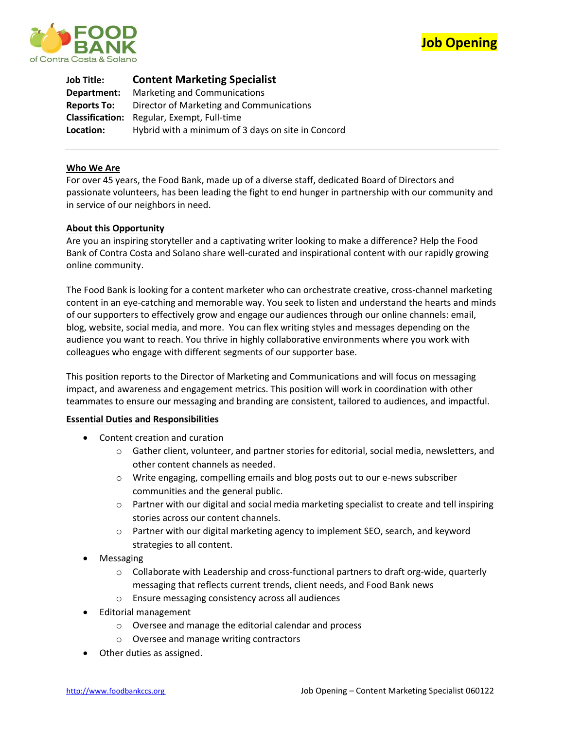FOOD BANK of Contra Costa & Solano

**Job Opening**

| | |
|---|---|
| **Job Title:** | **Content Marketing Specialist** |
| **Department:** | Marketing and Communications |
| **Reports To:** | Director of Marketing and Communications |
| **Classification:** | Regular, Exempt, Full-time |
| **Location:** | Hybrid with a minimum of 3 days on site in Concord |

---

## Who We Are

For over 45 years, the Food Bank, made up of a diverse staff, dedicated Board of Directors and passionate volunteers, has been leading the fight to end hunger in partnership with our community and in service of our neighbors in need.

## About this Opportunity

Are you an inspiring storyteller and a captivating writer looking to make a difference? Help the Food Bank of Contra Costa and Solano share well-curated and inspirational content with our rapidly growing online community.

The Food Bank is looking for a content marketer who can orchestrate creative, cross-channel marketing content in an eye-catching and memorable way. You seek to listen and understand the hearts and minds of our supporters to effectively grow and engage our audiences through our online channels: email, blog, website, social media, and more. You can flex writing styles and messages depending on the audience you want to reach. You thrive in highly collaborative environments where you work with colleagues who engage with different segments of our supporter base.

This position reports to the Director of Marketing and Communications and will focus on messaging impact, and awareness and engagement metrics. This position will work in coordination with other teammates to ensure our messaging and branding are consistent, tailored to audiences, and impactful.

## Essential Duties and Responsibilities

- Content creation and curation
  - Gather client, volunteer, and partner stories for editorial, social media, newsletters, and other content channels as needed.
  - Write engaging, compelling emails and blog posts out to our e-news subscriber communities and the general public.
  - Partner with our digital and social media marketing specialist to create and tell inspiring stories across our content channels.
  - Partner with our digital marketing agency to implement SEO, search, and keyword strategies to all content.
- Messaging
  - Collaborate with Leadership and cross-functional partners to draft org-wide, quarterly messaging that reflects current trends, client needs, and Food Bank news
  - Ensure messaging consistency across all audiences
- Editorial management
  - Oversee and manage the editorial calendar and process
  - Oversee and manage writing contractors
- Other duties as assigned.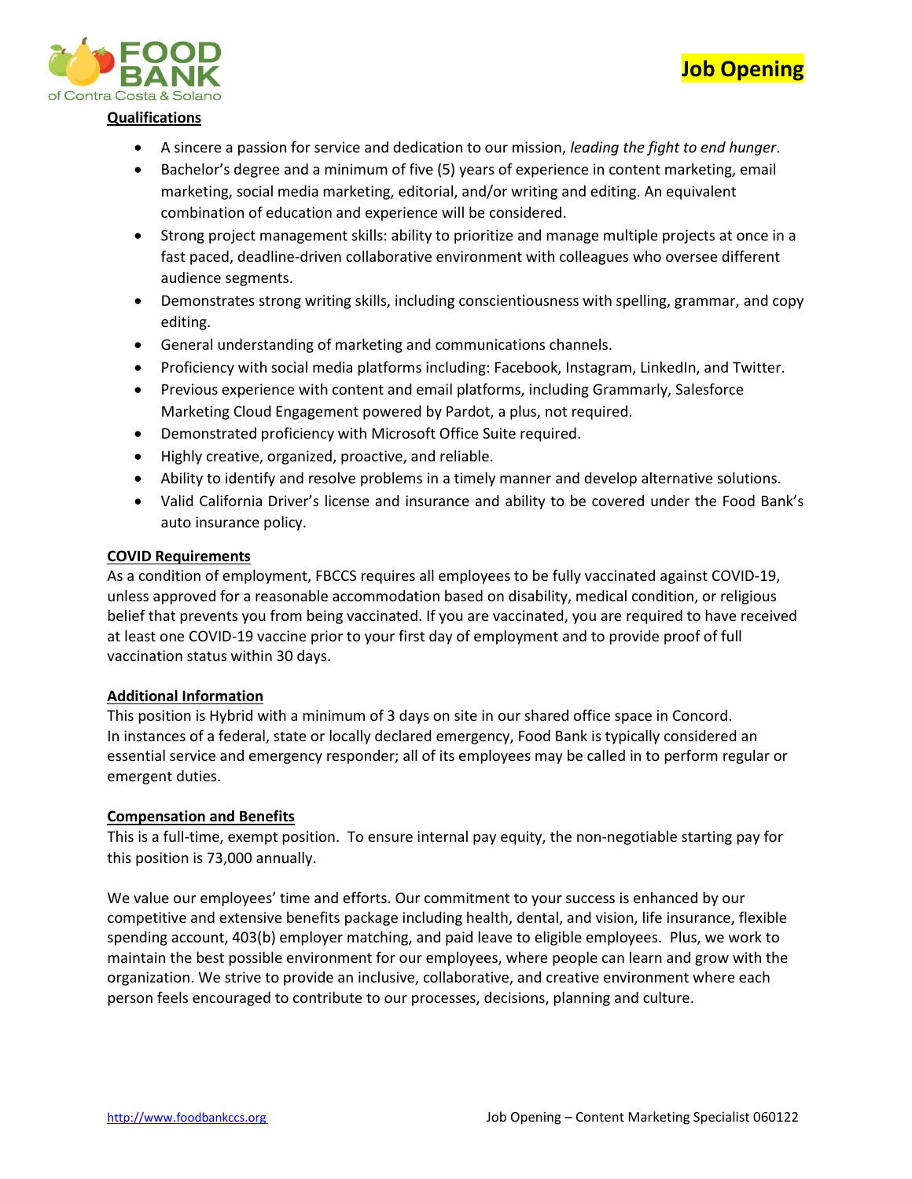**Qualifications**

- A sincere a passion for service and dedication to our mission, *leading the fight to end hunger*.
- Bachelor's degree and a minimum of five (5) years of experience in content marketing, email marketing, social media marketing, editorial, and/or writing and editing. An equivalent combination of education and experience will be considered.
- Strong project management skills: ability to prioritize and manage multiple projects at once in a fast paced, deadline-driven collaborative environment with colleagues who oversee different audience segments.
- Demonstrates strong writing skills, including conscientiousness with spelling, grammar, and copy editing.
- General understanding of marketing and communications channels.
- Proficiency with social media platforms including: Facebook, Instagram, LinkedIn, and Twitter.
- Previous experience with content and email platforms, including Grammarly, Salesforce Marketing Cloud Engagement powered by Pardot, a plus, not required.
- Demonstrated proficiency with Microsoft Office Suite required.
- Highly creative, organized, proactive, and reliable.
- Ability to identify and resolve problems in a timely manner and develop alternative solutions.
- Valid California Driver's license and insurance and ability to be covered under the Food Bank's auto insurance policy.

**COVID Requirements**

As a condition of employment, FBCCS requires all employees to be fully vaccinated against COVID-19, unless approved for a reasonable accommodation based on disability, medical condition, or religious belief that prevents you from being vaccinated. If you are vaccinated, you are required to have received at least one COVID-19 vaccine prior to your first day of employment and to provide proof of full vaccination status within 30 days.

**Additional Information**

This position is Hybrid with a minimum of 3 days on site in our shared office space in Concord.
In instances of a federal, state or locally declared emergency, Food Bank is typically considered an essential service and emergency responder; all of its employees may be called in to perform regular or emergent duties.

**Compensation and Benefits**

This is a full-time, exempt position. To ensure internal pay equity, the non-negotiable starting pay for this position is 73,000 annually.

We value our employees' time and efforts. Our commitment to your success is enhanced by our competitive and extensive benefits package including health, dental, and vision, life insurance, flexible spending account, 403(b) employer matching, and paid leave to eligible employees. Plus, we work to maintain the best possible environment for our employees, where people can learn and grow with the organization. We strive to provide an inclusive, collaborative, and creative environment where each person feels encouraged to contribute to our processes, decisions, planning and culture.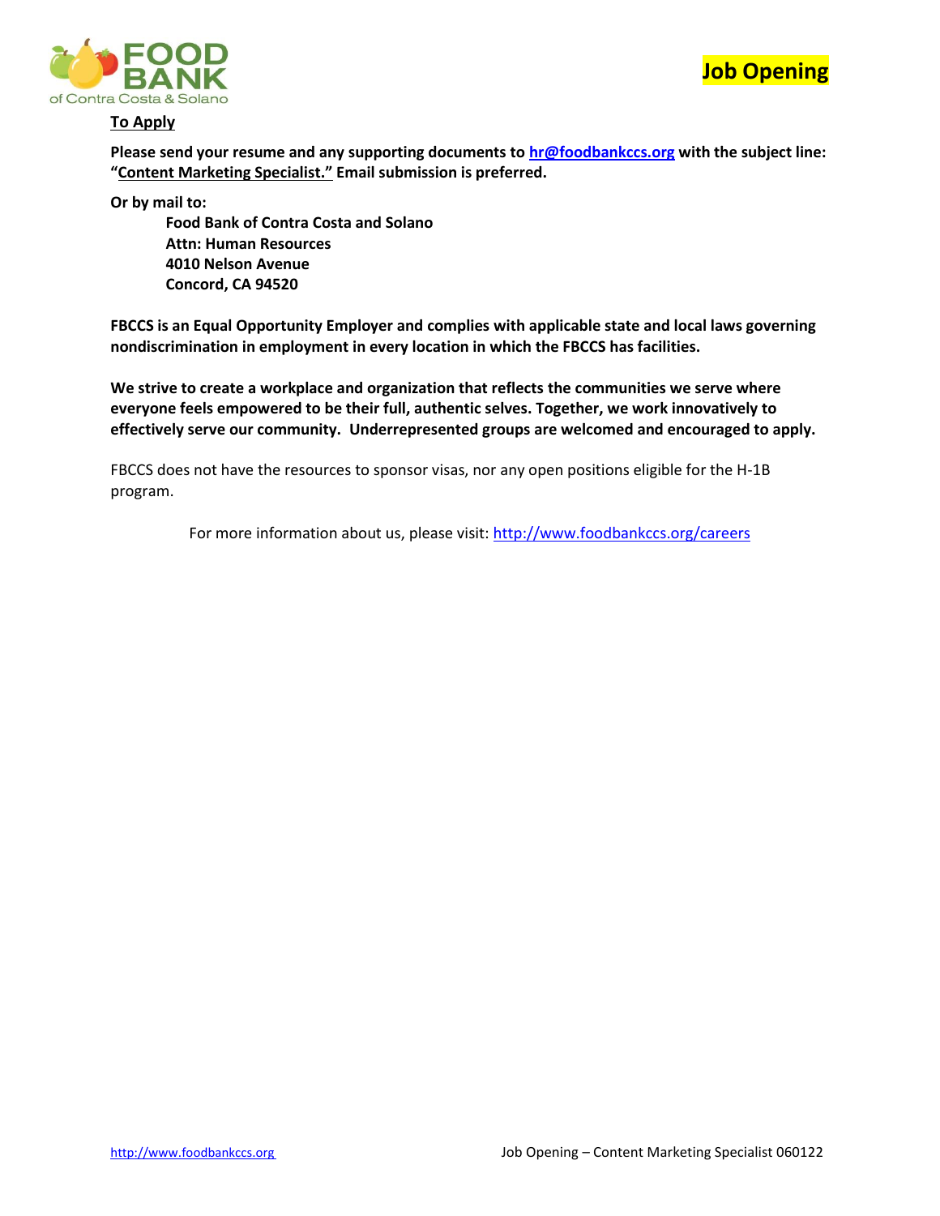## To Apply

**Please send your resume and any supporting documents to hr@foodbankccs.org with the subject line: "Content Marketing Specialist." Email submission is preferred.**

**Or by mail to:**

> **Food Bank of Contra Costa and Solano**
> **Attn: Human Resources**
> **4010 Nelson Avenue**
> **Concord, CA 94520**

**FBCCS is an Equal Opportunity Employer and complies with applicable state and local laws governing nondiscrimination in employment in every location in which the FBCCS has facilities.**

**We strive to create a workplace and organization that reflects the communities we serve where everyone feels empowered to be their full, authentic selves. Together, we work innovatively to effectively serve our community. Underrepresented groups are welcomed and encouraged to apply.**

FBCCS does not have the resources to sponsor visas, nor any open positions eligible for the H-1B program.

For more information about us, please visit: http://www.foodbankccs.org/careers